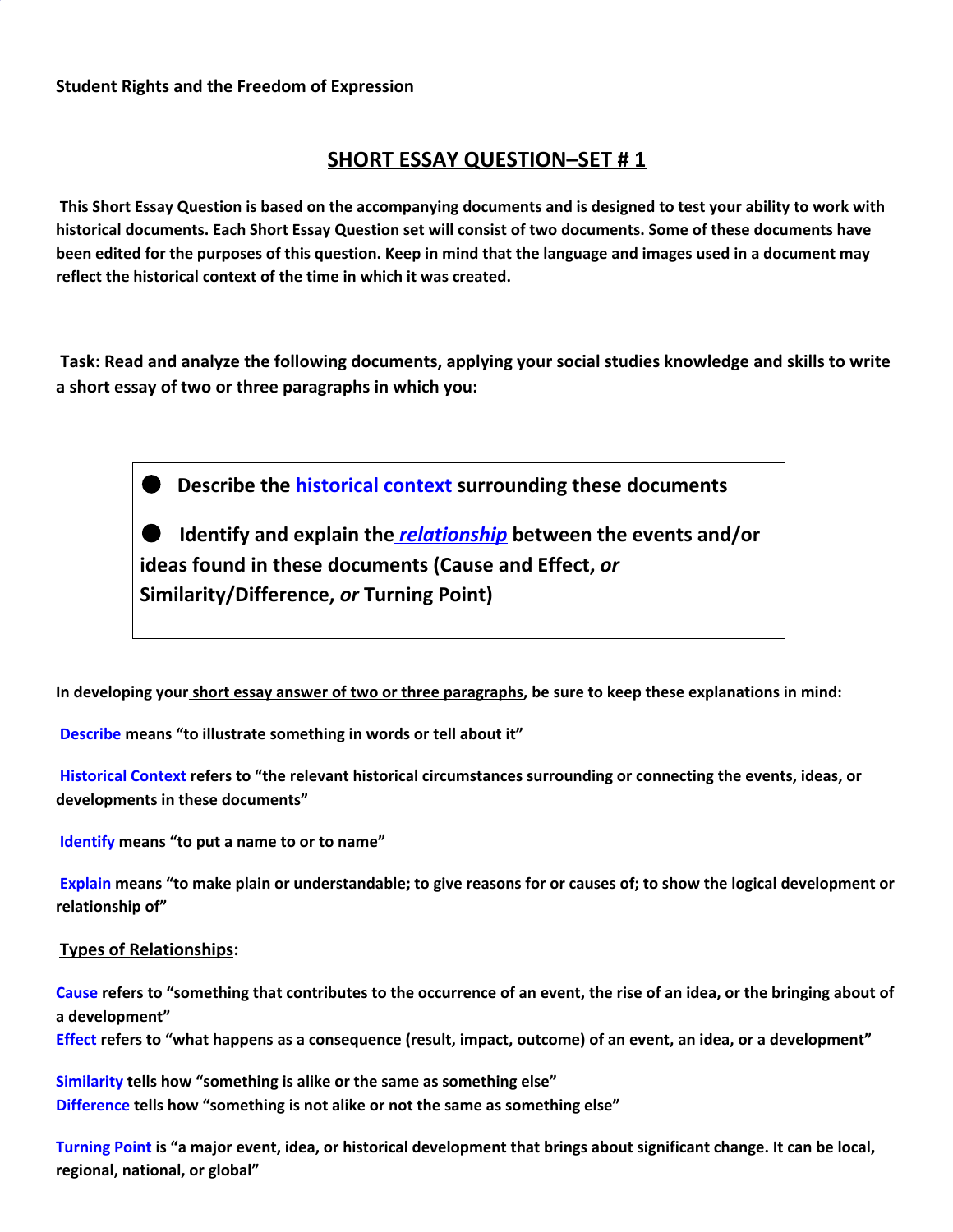**Student Rights and the Freedom of Expression**

## SHORT ESSAY QUESTION–SET # 1

**This Short Essay Question is based on the accompanying documents and is designed to test your ability to work with historical documents. Each Short Essay Question set will consist of two documents. Some of these documents have been edited for the purposes of this question. Keep in mind that the language and images used in a document may reflect the historical context of the time in which it was created.**

**Task: Read and analyze the following documents, applying your social studies knowledge and skills to write a short essay of two or three paragraphs in which you:**

- **Describe the historical context surrounding these documents**
- **Identify and explain the *relationship* between the events and/or ideas found in these documents (Cause and Effect, *or* Similarity/Difference, *or* Turning Point)**

**In developing your short essay answer of two or three paragraphs, be sure to keep these explanations in mind:**

**Describe** **means "to illustrate something in words or tell about it"**

**Historical Context** **refers to "the relevant historical circumstances surrounding or connecting the events, ideas, or developments in these documents"**

**Identify** **means "to put a name to or to name"**

**Explain** **means "to make plain or understandable; to give reasons for or causes of; to show the logical development or relationship of"**

**Types of Relationships:**

**Cause** **refers to "something that contributes to the occurrence of an event, the rise of an idea, or the bringing about of a development"**
**Effect** **refers to "what happens as a consequence (result, impact, outcome) of an event, an idea, or a development"**

**Similarity** **tells how "something is alike or the same as something else"**
**Difference** **tells how "something is not alike or not the same as something else"**

**Turning Point** **is "a major event, idea, or historical development that brings about significant change. It can be local, regional, national, or global"**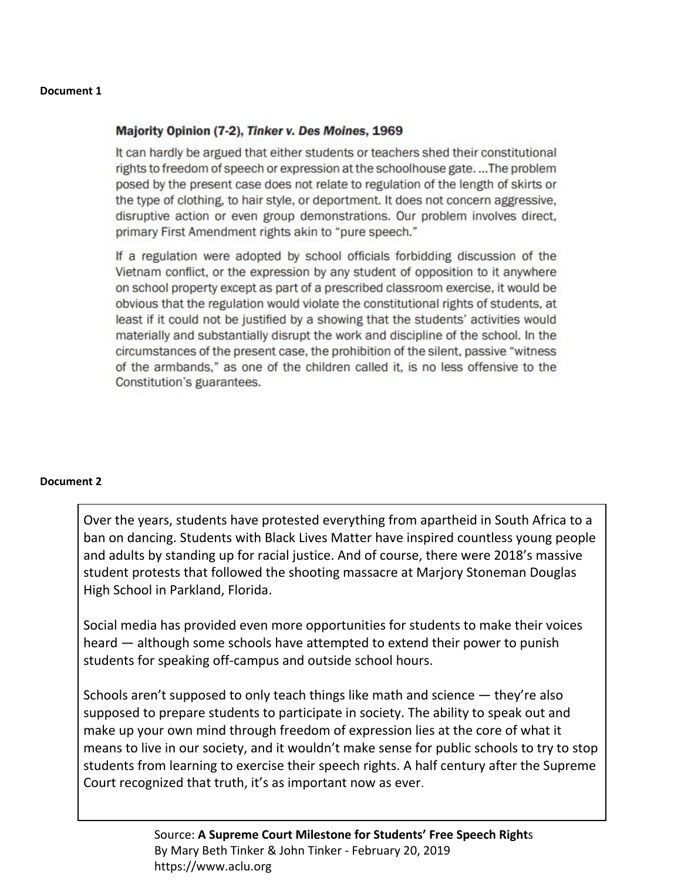**Document 1**

**Majority Opinion (7-2), *Tinker v. Des Moines*, 1969**

It can hardly be argued that either students or teachers shed their constitutional rights to freedom of speech or expression at the schoolhouse gate. ...The problem posed by the present case does not relate to regulation of the length of skirts or the type of clothing, to hair style, or deportment. It does not concern aggressive, disruptive action or even group demonstrations. Our problem involves direct, primary First Amendment rights akin to "pure speech."

If a regulation were adopted by school officials forbidding discussion of the Vietnam conflict, or the expression by any student of opposition to it anywhere on school property except as part of a prescribed classroom exercise, it would be obvious that the regulation would violate the constitutional rights of students, at least if it could not be justified by a showing that the students' activities would materially and substantially disrupt the work and discipline of the school. In the circumstances of the present case, the prohibition of the silent, passive "witness of the armbands," as one of the children called it, is no less offensive to the Constitution's guarantees.

**Document 2**

Over the years, students have protested everything from apartheid in South Africa to a ban on dancing. Students with Black Lives Matter have inspired countless young people and adults by standing up for racial justice. And of course, there were 2018's massive student protests that followed the shooting massacre at Marjory Stoneman Douglas High School in Parkland, Florida.

Social media has provided even more opportunities for students to make their voices heard — although some schools have attempted to extend their power to punish students for speaking off-campus and outside school hours.

Schools aren't supposed to only teach things like math and science — they're also supposed to prepare students to participate in society. The ability to speak out and make up your own mind through freedom of expression lies at the core of what it means to live in our society, and it wouldn't make sense for public schools to try to stop students from learning to exercise their speech rights. A half century after the Supreme Court recognized that truth, it's as important now as ever.

Source: **A Supreme Court Milestone for Students' Free Speech Rights**
By Mary Beth Tinker & John Tinker - February 20, 2019
https://www.aclu.org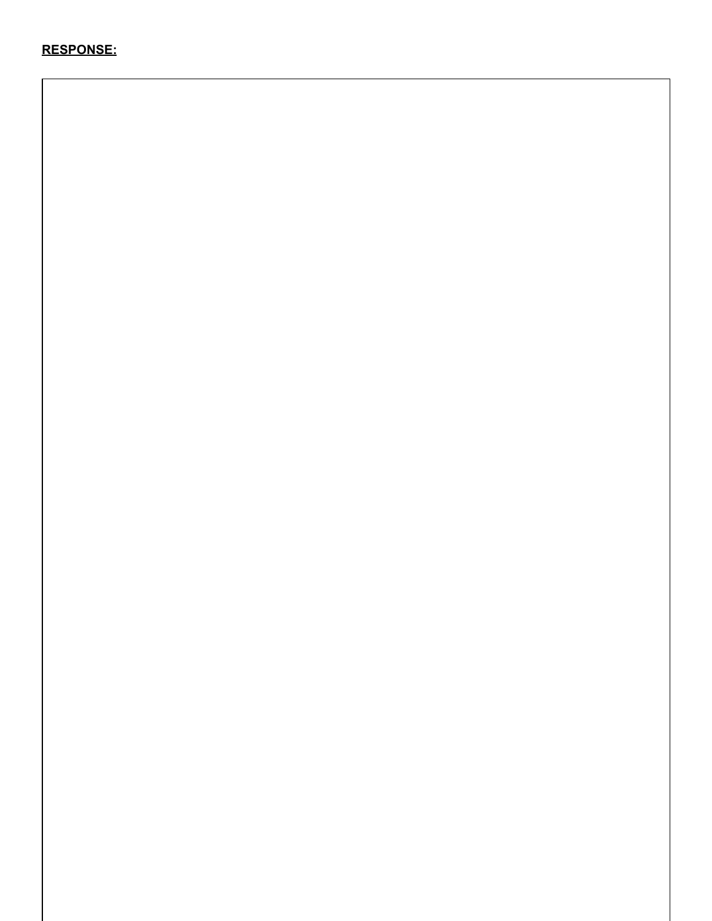**RESPONSE:**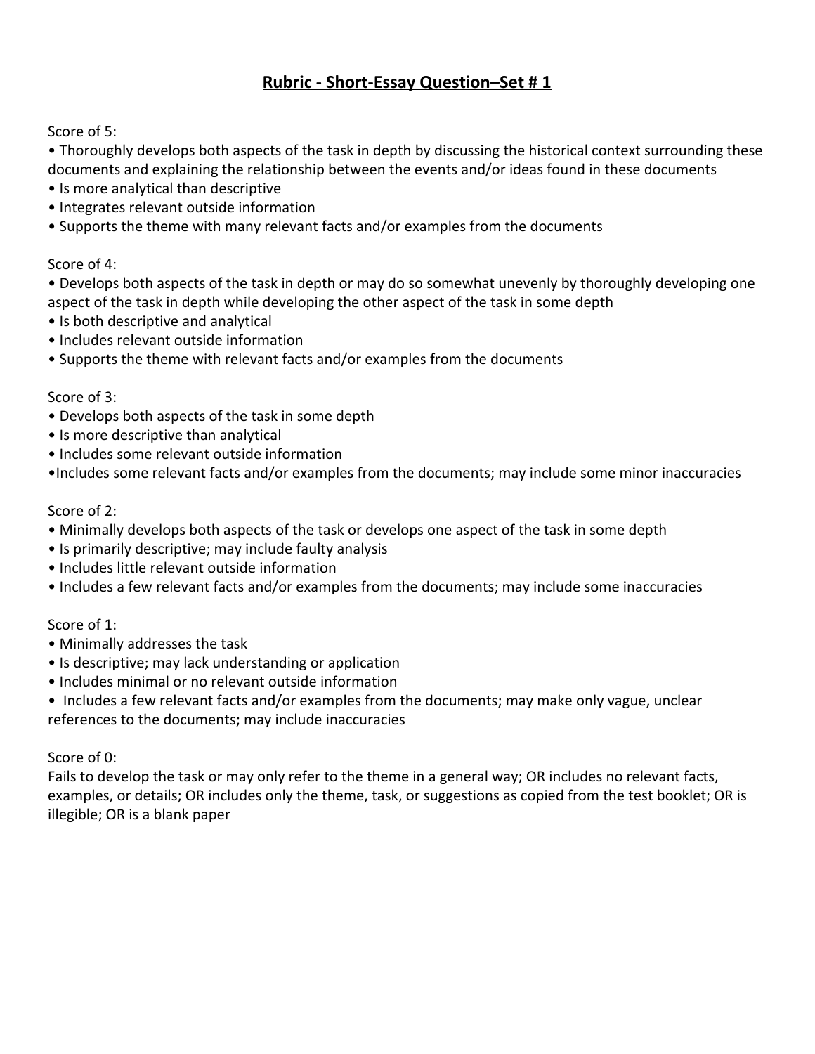# Rubric - Short-Essay Question–Set # 1

Score of 5:

- Thoroughly develops both aspects of the task in depth by discussing the historical context surrounding these documents and explaining the relationship between the events and/or ideas found in these documents
- Is more analytical than descriptive
- Integrates relevant outside information
- Supports the theme with many relevant facts and/or examples from the documents

Score of 4:

- Develops both aspects of the task in depth or may do so somewhat unevenly by thoroughly developing one aspect of the task in depth while developing the other aspect of the task in some depth
- Is both descriptive and analytical
- Includes relevant outside information
- Supports the theme with relevant facts and/or examples from the documents

Score of 3:

- Develops both aspects of the task in some depth
- Is more descriptive than analytical
- Includes some relevant outside information
- Includes some relevant facts and/or examples from the documents; may include some minor inaccuracies

Score of 2:

- Minimally develops both aspects of the task or develops one aspect of the task in some depth
- Is primarily descriptive; may include faulty analysis
- Includes little relevant outside information
- Includes a few relevant facts and/or examples from the documents; may include some inaccuracies

Score of 1:

- Minimally addresses the task
- Is descriptive; may lack understanding or application
- Includes minimal or no relevant outside information
- Includes a few relevant facts and/or examples from the documents; may make only vague, unclear references to the documents; may include inaccuracies

Score of 0:

Fails to develop the task or may only refer to the theme in a general way; OR includes no relevant facts, examples, or details; OR includes only the theme, task, or suggestions as copied from the test booklet; OR is illegible; OR is a blank paper